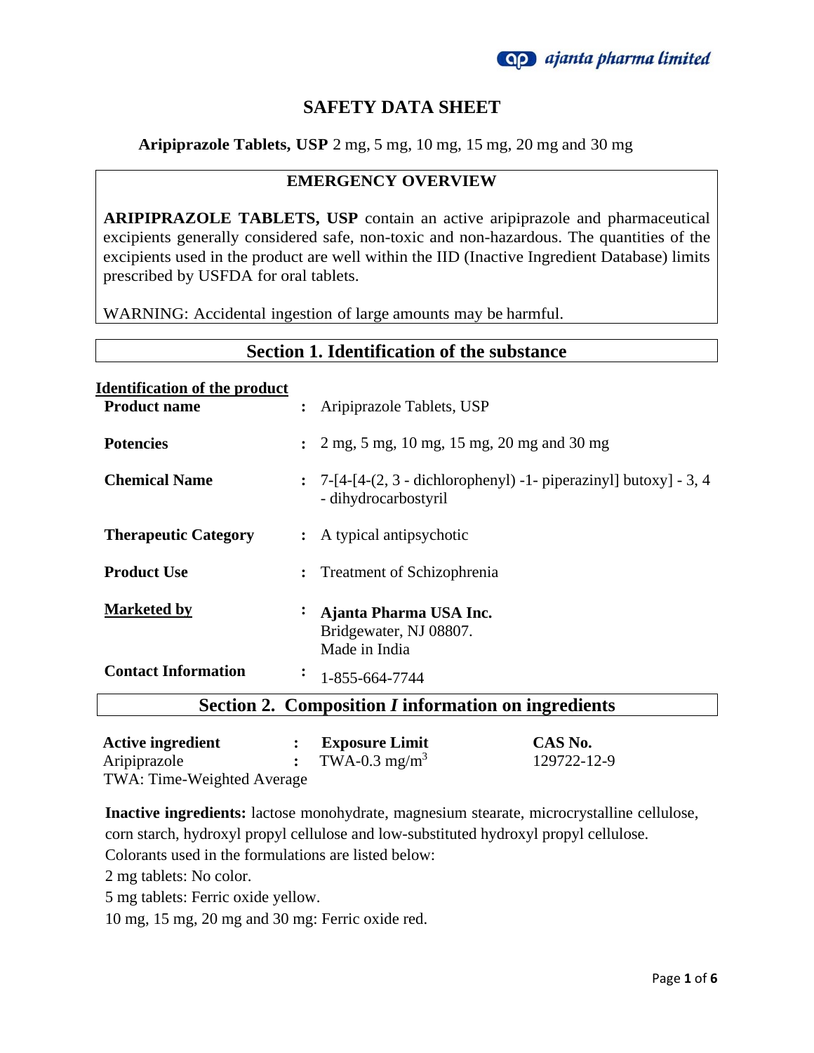# SAFETY DATA SHEET

**Aripiprazole Tablets, USP** 2 mg, 5 mg, 10 mg, 15 mg, 20 mg and 30 mg

## EMERGENCY OVERVIEW

**ARIPIPRAZOLE TABLETS, USP** contain an active aripiprazole and pharmaceutical excipients generally considered safe, non-toxic and non-hazardous. The quantities of the excipients used in the product are well within the IID (Inactive Ingredient Database) limits prescribed by USFDA for oral tablets.

WARNING: Accidental ingestion of large amounts may be harmful.

## Section 1. Identification of the substance

**Identification of the product**

| | | |
|---|---|---|
| **Product name** | : | Aripiprazole Tablets, USP |
| **Potencies** | : | 2 mg, 5 mg, 10 mg, 15 mg, 20 mg and 30 mg |
| **Chemical Name** | : | 7-[4-[4-(2, 3 - dichlorophenyl) -1- piperazinyl] butoxy] - 3, 4 - dihydrocarbostyril |
| **Therapeutic Category** | : | A typical antipsychotic |
| **Product Use** | : | Treatment of Schizophrenia |
| **Marketed by** | : | **Ajanta Pharma USA Inc.** Bridgewater, NJ 08807. Made in India |
| **Contact Information** | : | 1-855-664-7744 |

## Section 2. Composition *I* information on ingredients

| **Active ingredient** | : | **Exposure Limit** | **CAS No.** |
|---|---|---|---|
| Aripiprazole | : | TWA-0.3 mg/m$^3$ | 129722-12-9 |

TWA: Time-Weighted Average

**Inactive ingredients:** lactose monohydrate, magnesium stearate, microcrystalline cellulose, corn starch, hydroxyl propyl cellulose and low-substituted hydroxyl propyl cellulose.

Colorants used in the formulations are listed below:

2 mg tablets: No color.

5 mg tablets: Ferric oxide yellow.

10 mg, 15 mg, 20 mg and 30 mg: Ferric oxide red.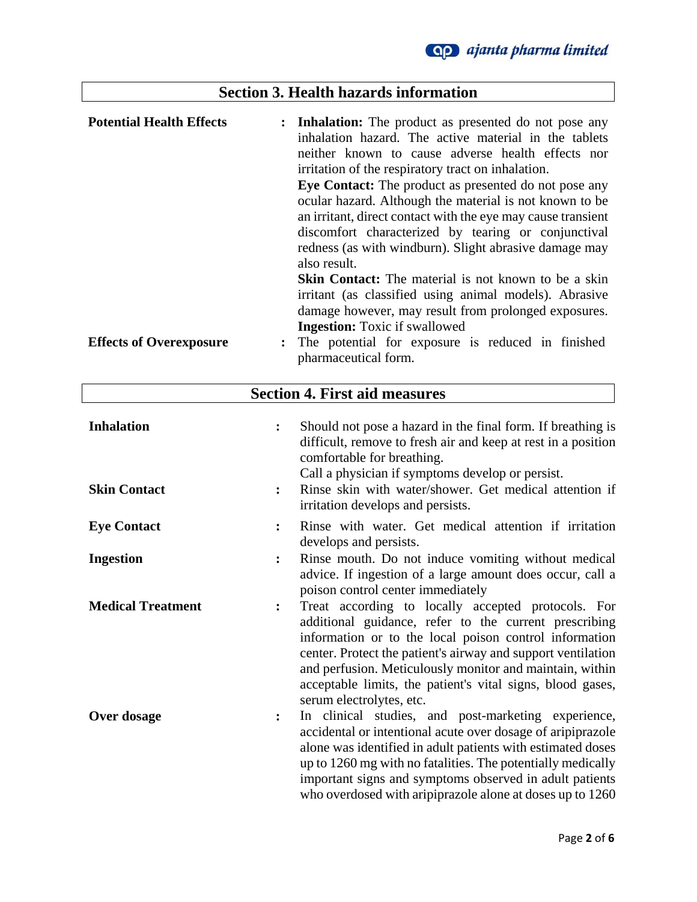## Section 3. Health hazards information

**Potential Health Effects** : **Inhalation:** The product as presented do not pose any inhalation hazard. The active material in the tablets neither known to cause adverse health effects nor irritation of the respiratory tract on inhalation.
**Eye Contact:** The product as presented do not pose any ocular hazard. Although the material is not known to be an irritant, direct contact with the eye may cause transient discomfort characterized by tearing or conjunctival redness (as with windburn). Slight abrasive damage may also result.
**Skin Contact:** The material is not known to be a skin irritant (as classified using animal models). Abrasive damage however, may result from prolonged exposures.
**Ingestion:** Toxic if swallowed

**Effects of Overexposure** : The potential for exposure is reduced in finished pharmaceutical form.

## Section 4. First aid measures

**Inhalation** : Should not pose a hazard in the final form. If breathing is difficult, remove to fresh air and keep at rest in a position comfortable for breathing.
Call a physician if symptoms develop or persist.

**Skin Contact** : Rinse skin with water/shower. Get medical attention if irritation develops and persists.

**Eye Contact** : Rinse with water. Get medical attention if irritation develops and persists.

**Ingestion** : Rinse mouth. Do not induce vomiting without medical advice. If ingestion of a large amount does occur, call a poison control center immediately

**Medical Treatment** : Treat according to locally accepted protocols. For additional guidance, refer to the current prescribing information or to the local poison control information center. Protect the patient's airway and support ventilation and perfusion. Meticulously monitor and maintain, within acceptable limits, the patient's vital signs, blood gases, serum electrolytes, etc.

**Over dosage** : In clinical studies, and post-marketing experience, accidental or intentional acute over dosage of aripiprazole alone was identified in adult patients with estimated doses up to 1260 mg with no fatalities. The potentially medically important signs and symptoms observed in adult patients who overdosed with aripiprazole alone at doses up to 1260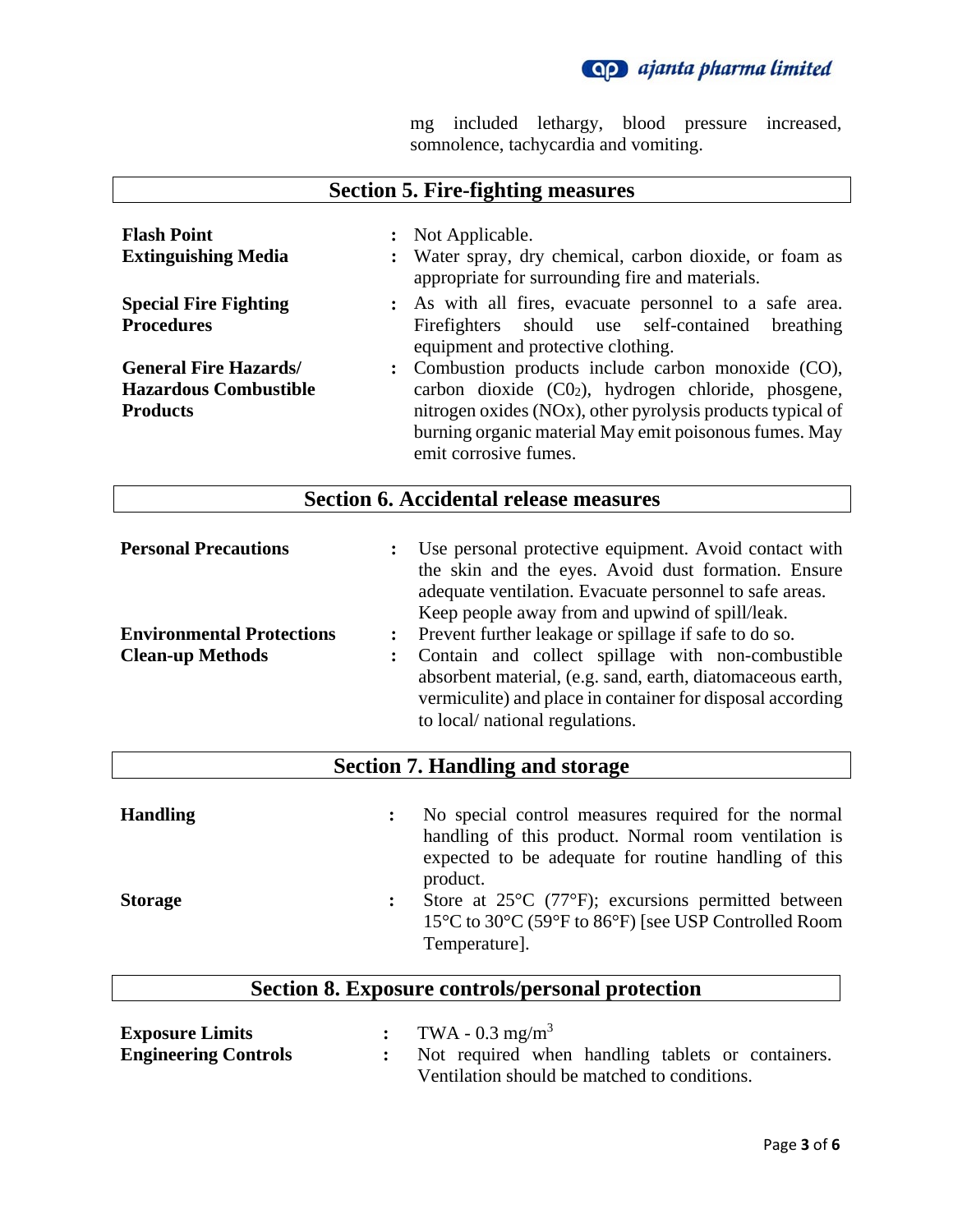mg included lethargy, blood pressure increased, somnolence, tachycardia and vomiting.

## Section 5. Fire-fighting measures

| | | |
|---|---|---|
| **Flash Point** | : | Not Applicable. |
| **Extinguishing Media** | : | Water spray, dry chemical, carbon dioxide, or foam as appropriate for surrounding fire and materials. |
| **Special Fire Fighting Procedures** | : | As with all fires, evacuate personnel to a safe area. Firefighters should use self-contained breathing equipment and protective clothing. |
| **General Fire Hazards/ Hazardous Combustible Products** | : | Combustion products include carbon monoxide (CO), carbon dioxide ($C0_2$), hydrogen chloride, phosgene, nitrogen oxides (NOx), other pyrolysis products typical of burning organic material May emit poisonous fumes. May emit corrosive fumes. |

## Section 6. Accidental release measures

| | | |
|---|---|---|
| **Personal Precautions** | : | Use personal protective equipment. Avoid contact with the skin and the eyes. Avoid dust formation. Ensure adequate ventilation. Evacuate personnel to safe areas. Keep people away from and upwind of spill/leak. |
| **Environmental Protections** | : | Prevent further leakage or spillage if safe to do so. |
| **Clean-up Methods** | : | Contain and collect spillage with non-combustible absorbent material, (e.g. sand, earth, diatomaceous earth, vermiculite) and place in container for disposal according to local/ national regulations. |

## Section 7. Handling and storage

| | | |
|---|---|---|
| **Handling** | : | No special control measures required for the normal handling of this product. Normal room ventilation is expected to be adequate for routine handling of this product. |
| **Storage** | : | Store at 25°C (77°F); excursions permitted between 15°C to 30°C (59°F to 86°F) [see USP Controlled Room Temperature]. |

## Section 8. Exposure controls/personal protection

| | | |
|---|---|---|
| **Exposure Limits** | : | TWA - 0.3 $mg/m^3$ |
| **Engineering Controls** | : | Not required when handling tablets or containers. Ventilation should be matched to conditions. |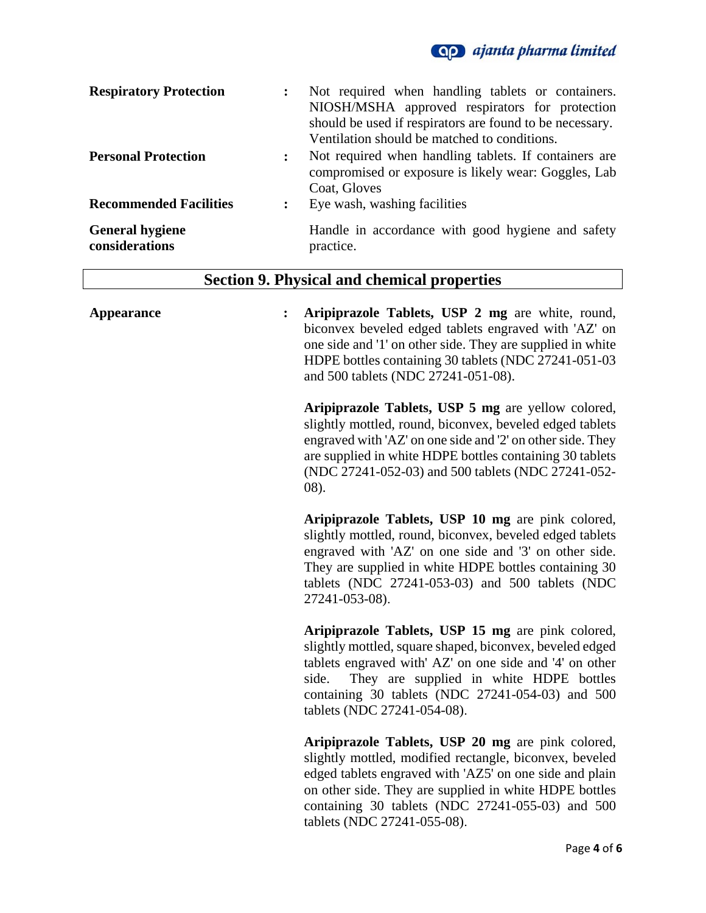| | | |
|---|---|---|
| **Respiratory Protection** | : | Not required when handling tablets or containers. NIOSH/MSHA approved respirators for protection should be used if respirators are found to be necessary. Ventilation should be matched to conditions. |
| **Personal Protection** | : | Not required when handling tablets. If containers are compromised or exposure is likely wear: Goggles, Lab Coat, Gloves |
| **Recommended Facilities** | : | Eye wash, washing facilities |
| **General hygiene considerations** | | Handle in accordance with good hygiene and safety practice. |

## Section 9. Physical and chemical properties

**Appearance** :

**Aripiprazole Tablets, USP 2 mg** are white, round, biconvex beveled edged tablets engraved with 'AZ' on one side and '1' on other side. They are supplied in white HDPE bottles containing 30 tablets (NDC 27241-051-03 and 500 tablets (NDC 27241-051-08).

**Aripiprazole Tablets, USP 5 mg** are yellow colored, slightly mottled, round, biconvex, beveled edged tablets engraved with 'AZ' on one side and '2' on other side. They are supplied in white HDPE bottles containing 30 tablets (NDC 27241-052-03) and 500 tablets (NDC 27241-052-08).

**Aripiprazole Tablets, USP 10 mg** are pink colored, slightly mottled, round, biconvex, beveled edged tablets engraved with 'AZ' on one side and '3' on other side. They are supplied in white HDPE bottles containing 30 tablets (NDC 27241-053-03) and 500 tablets (NDC 27241-053-08).

**Aripiprazole Tablets, USP 15 mg** are pink colored, slightly mottled, square shaped, biconvex, beveled edged tablets engraved with' AZ' on one side and '4' on other side. They are supplied in white HDPE bottles containing 30 tablets (NDC 27241-054-03) and 500 tablets (NDC 27241-054-08).

**Aripiprazole Tablets, USP 20 mg** are pink colored, slightly mottled, modified rectangle, biconvex, beveled edged tablets engraved with 'AZ5' on one side and plain on other side. They are supplied in white HDPE bottles containing 30 tablets (NDC 27241-055-03) and 500 tablets (NDC 27241-055-08).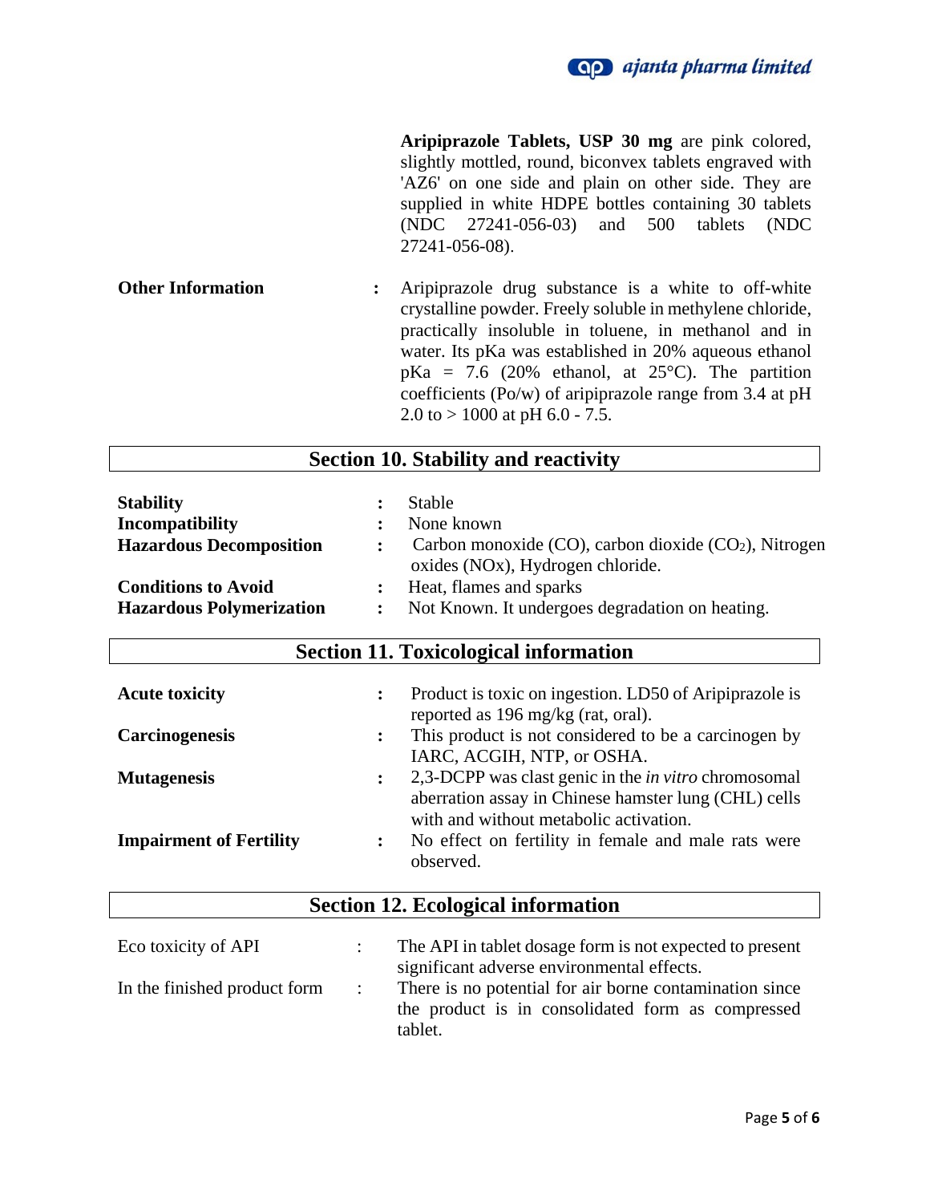**Aripiprazole Tablets, USP 30 mg** are pink colored, slightly mottled, round, biconvex tablets engraved with 'AZ6' on one side and plain on other side. They are supplied in white HDPE bottles containing 30 tablets (NDC 27241-056-03) and 500 tablets (NDC 27241-056-08).

| | | |
|---|---|---|
| **Other Information** | : | Aripiprazole drug substance is a white to off-white crystalline powder. Freely soluble in methylene chloride, practically insoluble in toluene, in methanol and in water. Its pKa was established in 20% aqueous ethanol pKa = 7.6 (20% ethanol, at 25°C). The partition coefficients (Po/w) of aripiprazole range from 3.4 at pH 2.0 to > 1000 at pH 6.0 - 7.5. |

## Section 10. Stability and reactivity

| | | |
|---|---|---|
| **Stability** | : | Stable |
| **Incompatibility** | : | None known |
| **Hazardous Decomposition** | : | Carbon monoxide (CO), carbon dioxide ($CO_2$), Nitrogen oxides (NOx), Hydrogen chloride. |
| **Conditions to Avoid** | : | Heat, flames and sparks |
| **Hazardous Polymerization** | : | Not Known. It undergoes degradation on heating. |

## Section 11. Toxicological information

| | | |
|---|---|---|
| **Acute toxicity** | : | Product is toxic on ingestion. LD50 of Aripiprazole is reported as 196 mg/kg (rat, oral). |
| **Carcinogenesis** | : | This product is not considered to be a carcinogen by IARC, ACGIH, NTP, or OSHA. |
| **Mutagenesis** | : | 2,3-DCPP was clast genic in the *in vitro* chromosomal aberration assay in Chinese hamster lung (CHL) cells with and without metabolic activation. |
| **Impairment of Fertility** | : | No effect on fertility in female and male rats were observed. |

## Section 12. Ecological information

| | | |
|---|---|---|
| Eco toxicity of API | : | The API in tablet dosage form is not expected to present significant adverse environmental effects. |
| In the finished product form | : | There is no potential for air borne contamination since the product is in consolidated form as compressed tablet. |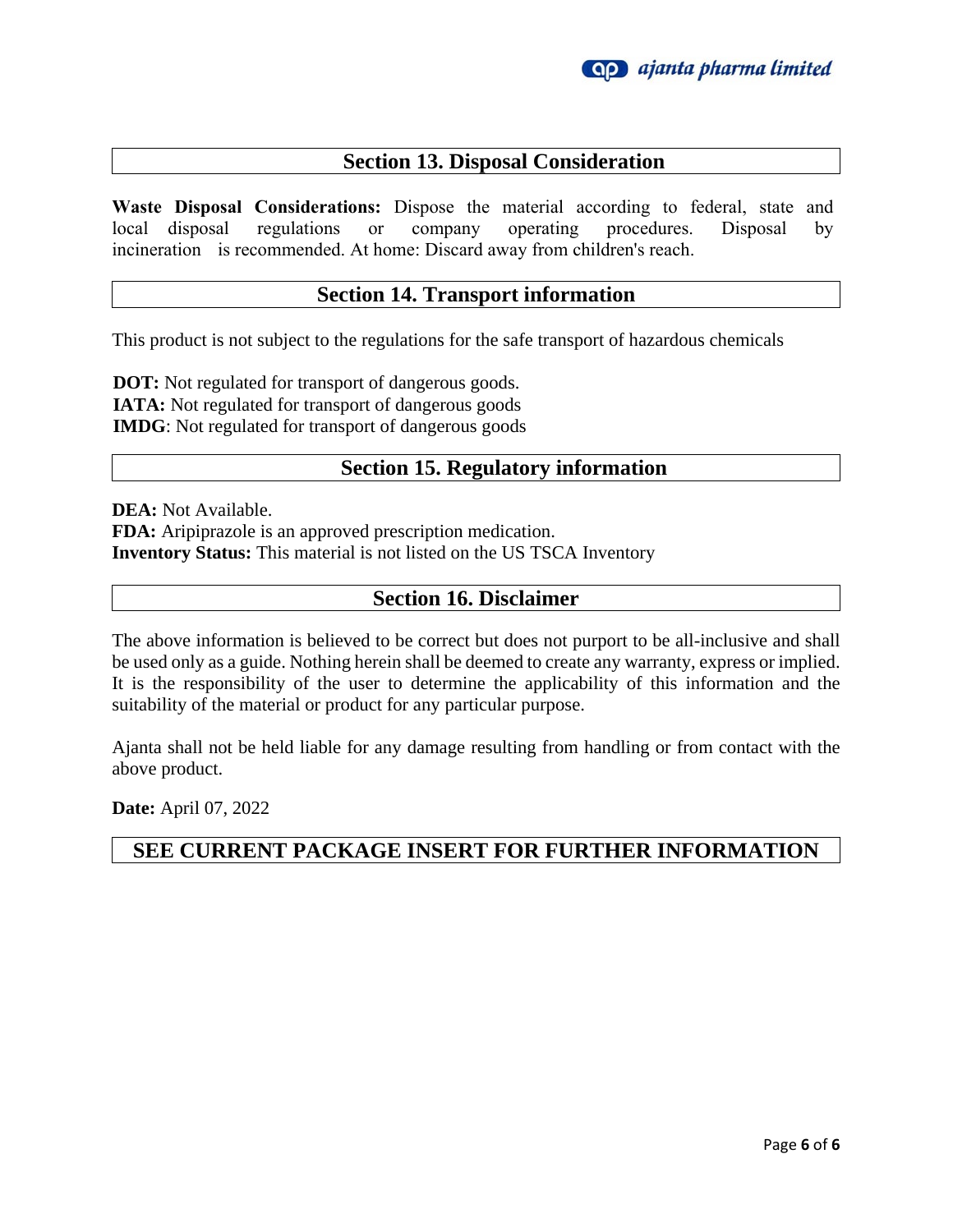## Section 13. Disposal Consideration

**Waste Disposal Considerations:** Dispose the material according to federal, state and local disposal regulations or company operating procedures. Disposal by incineration is recommended. At home: Discard away from children's reach.

## Section 14. Transport information

This product is not subject to the regulations for the safe transport of hazardous chemicals

**DOT:** Not regulated for transport of dangerous goods.
**IATA:** Not regulated for transport of dangerous goods
**IMDG**: Not regulated for transport of dangerous goods

## Section 15. Regulatory information

**DEA:** Not Available.
**FDA:** Aripiprazole is an approved prescription medication.
**Inventory Status:** This material is not listed on the US TSCA Inventory

## Section 16. Disclaimer

The above information is believed to be correct but does not purport to be all-inclusive and shall be used only as a guide. Nothing herein shall be deemed to create any warranty, express or implied. It is the responsibility of the user to determine the applicability of this information and the suitability of the material or product for any particular purpose.

Ajanta shall not be held liable for any damage resulting from handling or from contact with the above product.

**Date:** April 07, 2022

## SEE CURRENT PACKAGE INSERT FOR FURTHER INFORMATION